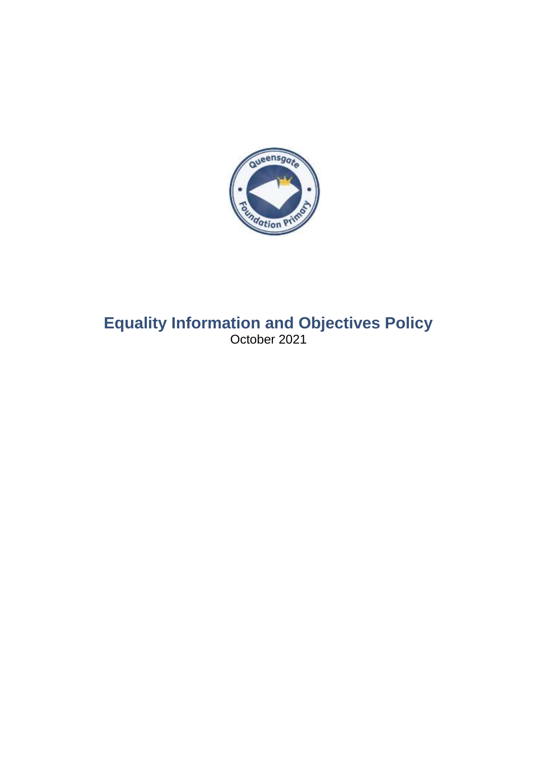# Equality Information and Objectives Policy

October 2021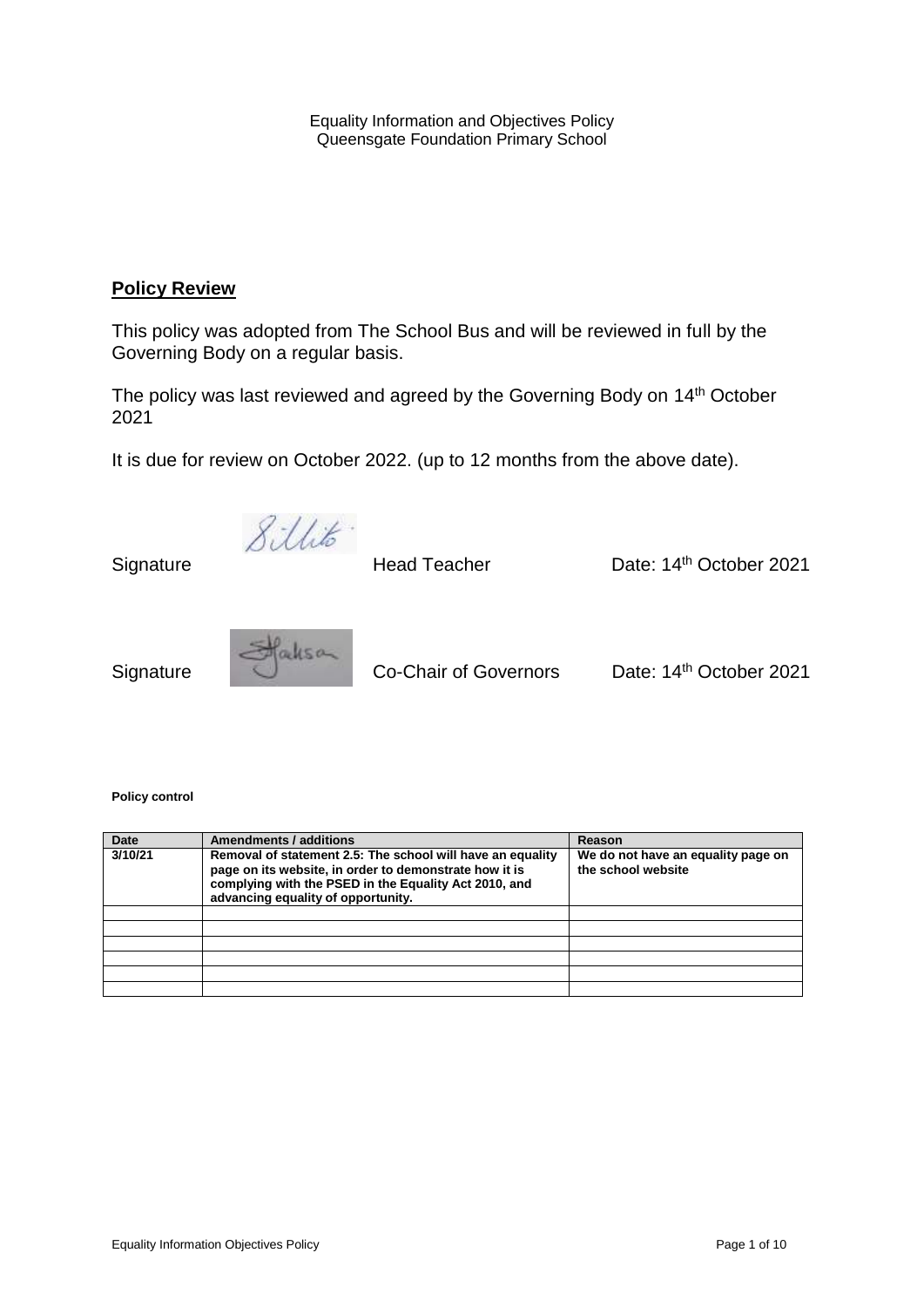Equality Information and Objectives Policy
Queensgate Foundation Primary School

## Policy Review

This policy was adopted from The School Bus and will be reviewed in full by the Governing Body on a regular basis.

The policy was last reviewed and agreed by the Governing Body on 14th October 2021

It is due for review on October 2022. (up to 12 months from the above date).

Signature Head Teacher Date: 14th October 2021

Signature Co-Chair of Governors Date: 14th October 2021

**Policy control**

| Date | Amendments / additions | Reason |
|---|---|---|
| 3/10/21 | Removal of statement 2.5: The school will have an equality page on its website, in order to demonstrate how it is complying with the PSED in the Equality Act 2010, and advancing equality of opportunity. | We do not have an equality page on the school website |
| | | |
| | | |
| | | |
| | | |
| | | |
| | | |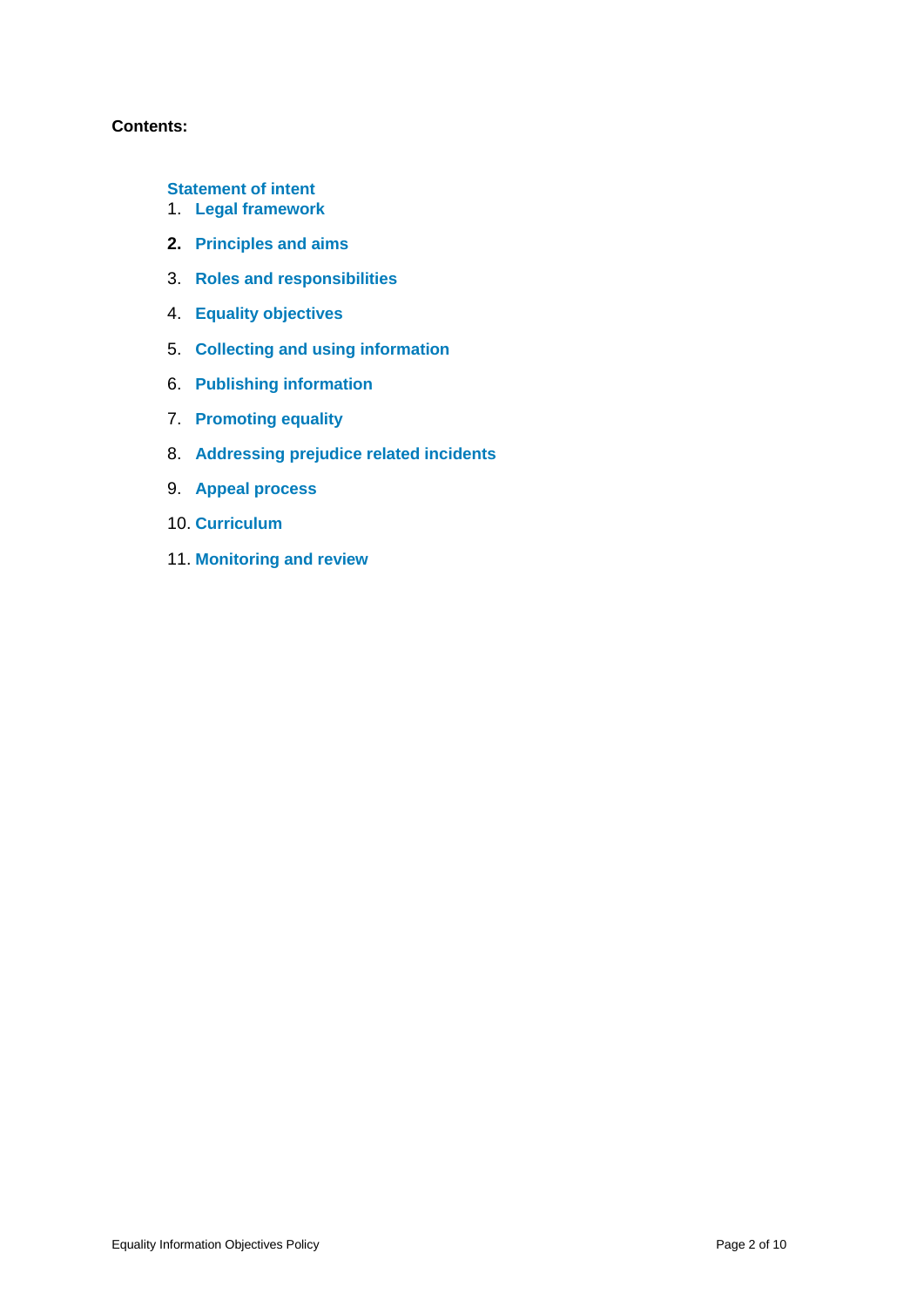**Contents:**

**Statement of intent**

1. **Legal framework**
2. **Principles and aims**
3. **Roles and responsibilities**
4. **Equality objectives**
5. **Collecting and using information**
6. **Publishing information**
7. **Promoting equality**
8. **Addressing prejudice related incidents**
9. **Appeal process**
10. **Curriculum**
11. **Monitoring and review**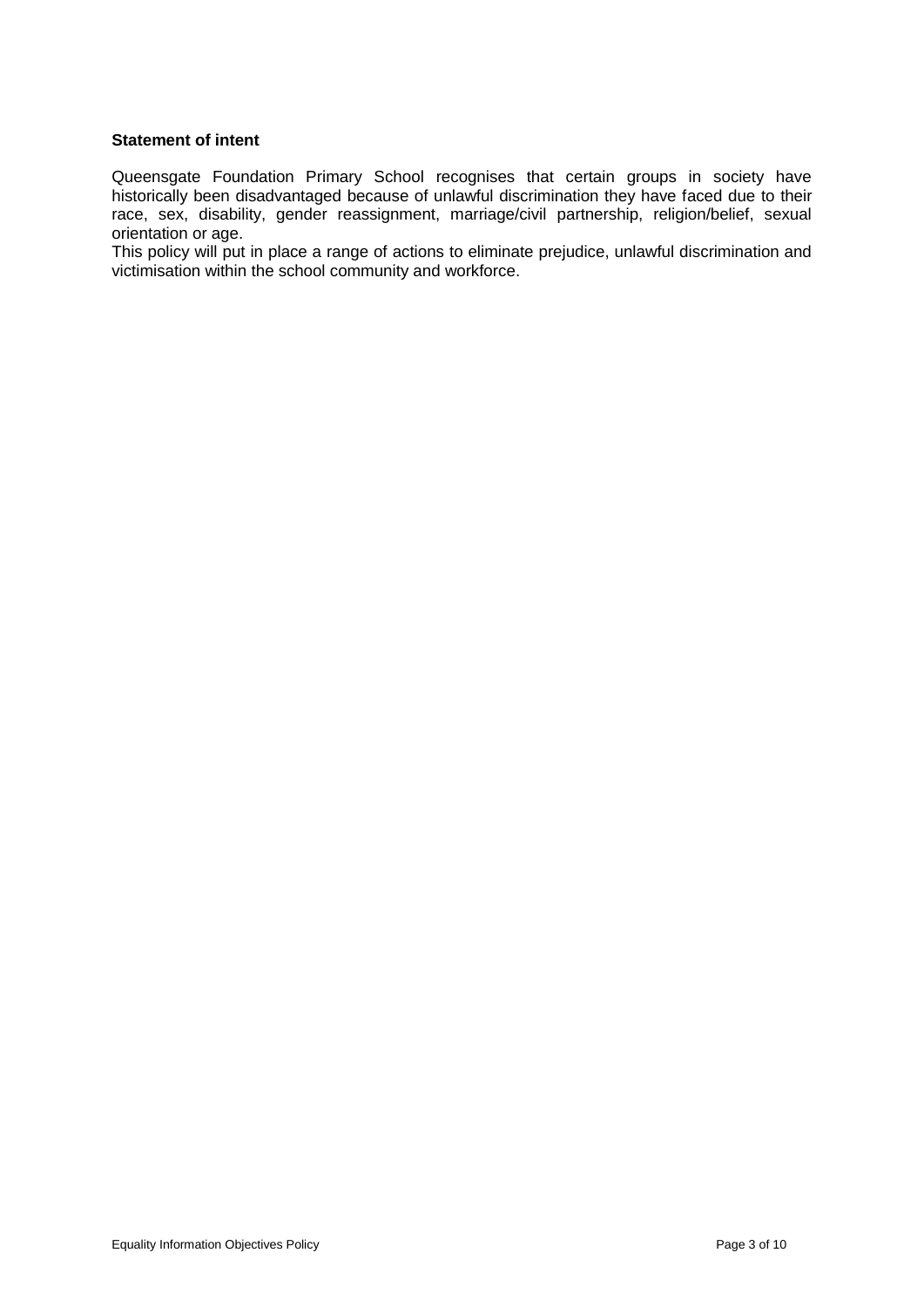**Statement of intent**

Queensgate Foundation Primary School recognises that certain groups in society have historically been disadvantaged because of unlawful discrimination they have faced due to their race, sex, disability, gender reassignment, marriage/civil partnership, religion/belief, sexual orientation or age.

This policy will put in place a range of actions to eliminate prejudice, unlawful discrimination and victimisation within the school community and workforce.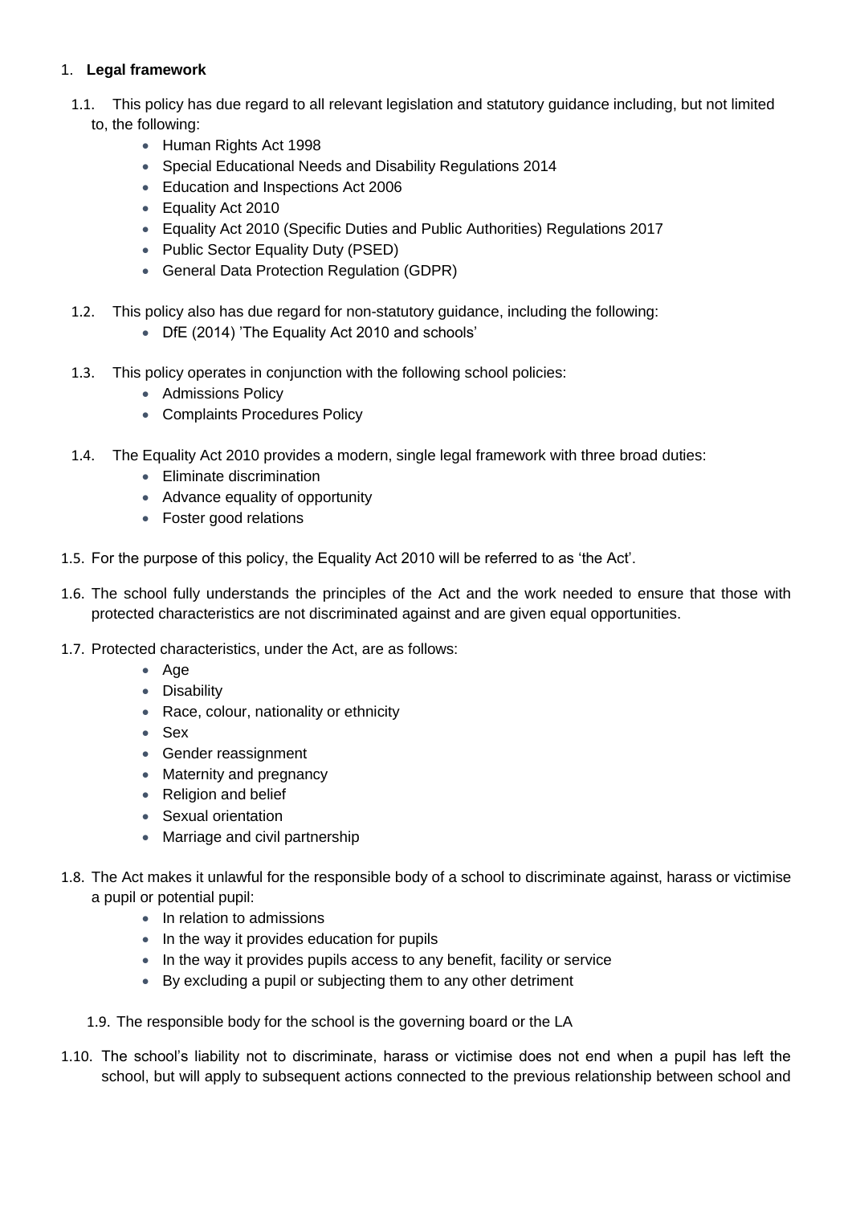## 1. Legal framework

1.1. This policy has due regard to all relevant legislation and statutory guidance including, but not limited to, the following:

- Human Rights Act 1998
- Special Educational Needs and Disability Regulations 2014
- Education and Inspections Act 2006
- Equality Act 2010
- Equality Act 2010 (Specific Duties and Public Authorities) Regulations 2017
- Public Sector Equality Duty (PSED)
- General Data Protection Regulation (GDPR)

1.2. This policy also has due regard for non-statutory guidance, including the following:

- DfE (2014) 'The Equality Act 2010 and schools'

1.3. This policy operates in conjunction with the following school policies:

- Admissions Policy
- Complaints Procedures Policy

1.4. The Equality Act 2010 provides a modern, single legal framework with three broad duties:

- Eliminate discrimination
- Advance equality of opportunity
- Foster good relations

1.5. For the purpose of this policy, the Equality Act 2010 will be referred to as 'the Act'.

1.6. The school fully understands the principles of the Act and the work needed to ensure that those with protected characteristics are not discriminated against and are given equal opportunities.

1.7. Protected characteristics, under the Act, are as follows:

- Age
- Disability
- Race, colour, nationality or ethnicity
- Sex
- Gender reassignment
- Maternity and pregnancy
- Religion and belief
- Sexual orientation
- Marriage and civil partnership

1.8. The Act makes it unlawful for the responsible body of a school to discriminate against, harass or victimise a pupil or potential pupil:

- In relation to admissions
- In the way it provides education for pupils
- In the way it provides pupils access to any benefit, facility or service
- By excluding a pupil or subjecting them to any other detriment

1.9. The responsible body for the school is the governing board or the LA

1.10. The school's liability not to discriminate, harass or victimise does not end when a pupil has left the school, but will apply to subsequent actions connected to the previous relationship between school and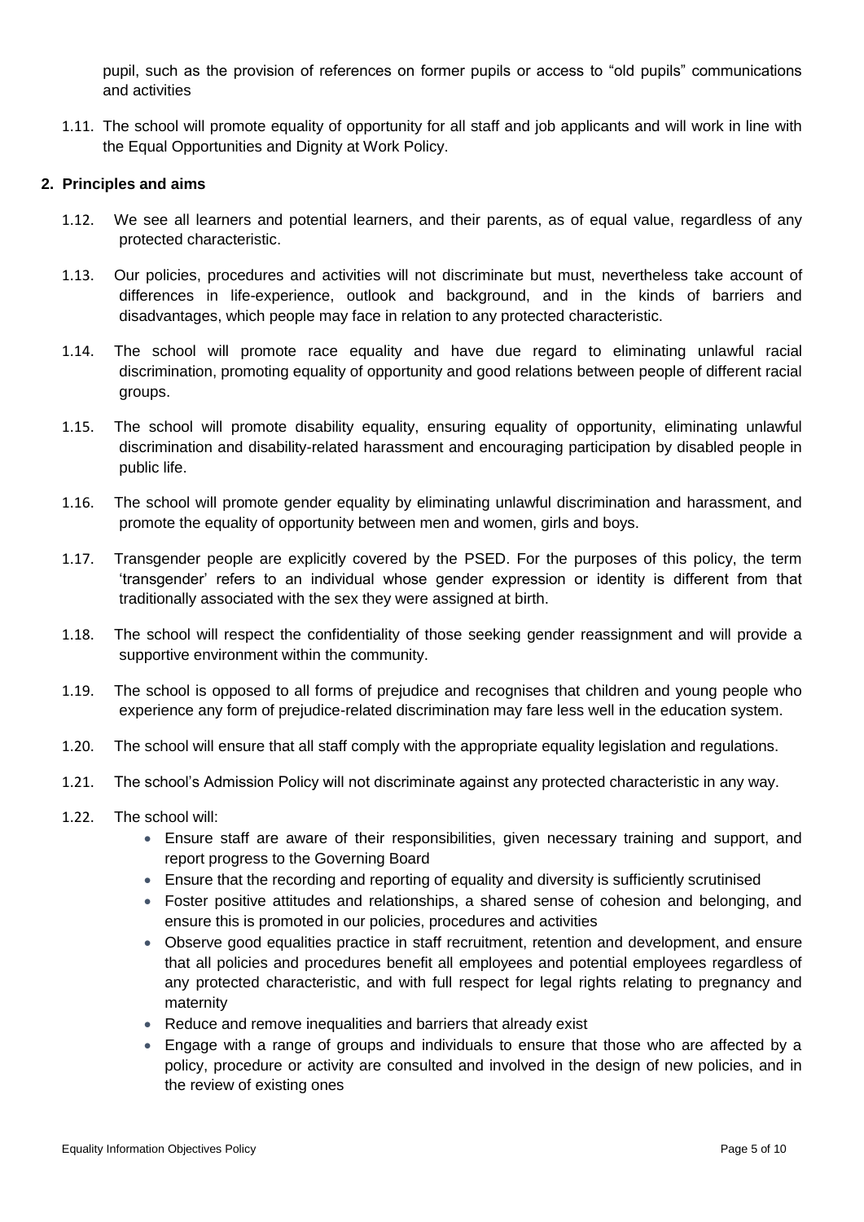pupil, such as the provision of references on former pupils or access to "old pupils" communications and activities

1.11. The school will promote equality of opportunity for all staff and job applicants and will work in line with the Equal Opportunities and Dignity at Work Policy.

## 2. Principles and aims

1.12. We see all learners and potential learners, and their parents, as of equal value, regardless of any protected characteristic.

1.13. Our policies, procedures and activities will not discriminate but must, nevertheless take account of differences in life-experience, outlook and background, and in the kinds of barriers and disadvantages, which people may face in relation to any protected characteristic.

1.14. The school will promote race equality and have due regard to eliminating unlawful racial discrimination, promoting equality of opportunity and good relations between people of different racial groups.

1.15. The school will promote disability equality, ensuring equality of opportunity, eliminating unlawful discrimination and disability-related harassment and encouraging participation by disabled people in public life.

1.16. The school will promote gender equality by eliminating unlawful discrimination and harassment, and promote the equality of opportunity between men and women, girls and boys.

1.17. Transgender people are explicitly covered by the PSED. For the purposes of this policy, the term 'transgender' refers to an individual whose gender expression or identity is different from that traditionally associated with the sex they were assigned at birth.

1.18. The school will respect the confidentiality of those seeking gender reassignment and will provide a supportive environment within the community.

1.19. The school is opposed to all forms of prejudice and recognises that children and young people who experience any form of prejudice-related discrimination may fare less well in the education system.

1.20. The school will ensure that all staff comply with the appropriate equality legislation and regulations.

1.21. The school's Admission Policy will not discriminate against any protected characteristic in any way.

1.22. The school will:

- Ensure staff are aware of their responsibilities, given necessary training and support, and report progress to the Governing Board
- Ensure that the recording and reporting of equality and diversity is sufficiently scrutinised
- Foster positive attitudes and relationships, a shared sense of cohesion and belonging, and ensure this is promoted in our policies, procedures and activities
- Observe good equalities practice in staff recruitment, retention and development, and ensure that all policies and procedures benefit all employees and potential employees regardless of any protected characteristic, and with full respect for legal rights relating to pregnancy and maternity
- Reduce and remove inequalities and barriers that already exist
- Engage with a range of groups and individuals to ensure that those who are affected by a policy, procedure or activity are consulted and involved in the design of new policies, and in the review of existing ones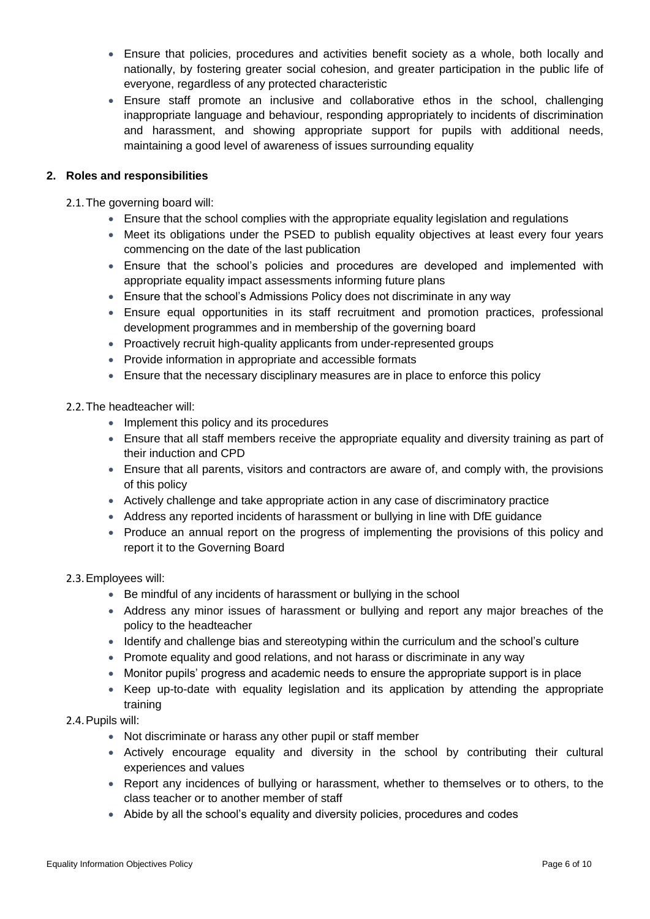- Ensure that policies, procedures and activities benefit society as a whole, both locally and nationally, by fostering greater social cohesion, and greater participation in the public life of everyone, regardless of any protected characteristic
- Ensure staff promote an inclusive and collaborative ethos in the school, challenging inappropriate language and behaviour, responding appropriately to incidents of discrimination and harassment, and showing appropriate support for pupils with additional needs, maintaining a good level of awareness of issues surrounding equality

## 2. Roles and responsibilities

2.1. The governing board will:

- Ensure that the school complies with the appropriate equality legislation and regulations
- Meet its obligations under the PSED to publish equality objectives at least every four years commencing on the date of the last publication
- Ensure that the school's policies and procedures are developed and implemented with appropriate equality impact assessments informing future plans
- Ensure that the school's Admissions Policy does not discriminate in any way
- Ensure equal opportunities in its staff recruitment and promotion practices, professional development programmes and in membership of the governing board
- Proactively recruit high-quality applicants from under-represented groups
- Provide information in appropriate and accessible formats
- Ensure that the necessary disciplinary measures are in place to enforce this policy

2.2. The headteacher will:

- Implement this policy and its procedures
- Ensure that all staff members receive the appropriate equality and diversity training as part of their induction and CPD
- Ensure that all parents, visitors and contractors are aware of, and comply with, the provisions of this policy
- Actively challenge and take appropriate action in any case of discriminatory practice
- Address any reported incidents of harassment or bullying in line with DfE guidance
- Produce an annual report on the progress of implementing the provisions of this policy and report it to the Governing Board

2.3. Employees will:

- Be mindful of any incidents of harassment or bullying in the school
- Address any minor issues of harassment or bullying and report any major breaches of the policy to the headteacher
- Identify and challenge bias and stereotyping within the curriculum and the school's culture
- Promote equality and good relations, and not harass or discriminate in any way
- Monitor pupils' progress and academic needs to ensure the appropriate support is in place
- Keep up-to-date with equality legislation and its application by attending the appropriate training

2.4. Pupils will:

- Not discriminate or harass any other pupil or staff member
- Actively encourage equality and diversity in the school by contributing their cultural experiences and values
- Report any incidences of bullying or harassment, whether to themselves or to others, to the class teacher or to another member of staff
- Abide by all the school's equality and diversity policies, procedures and codes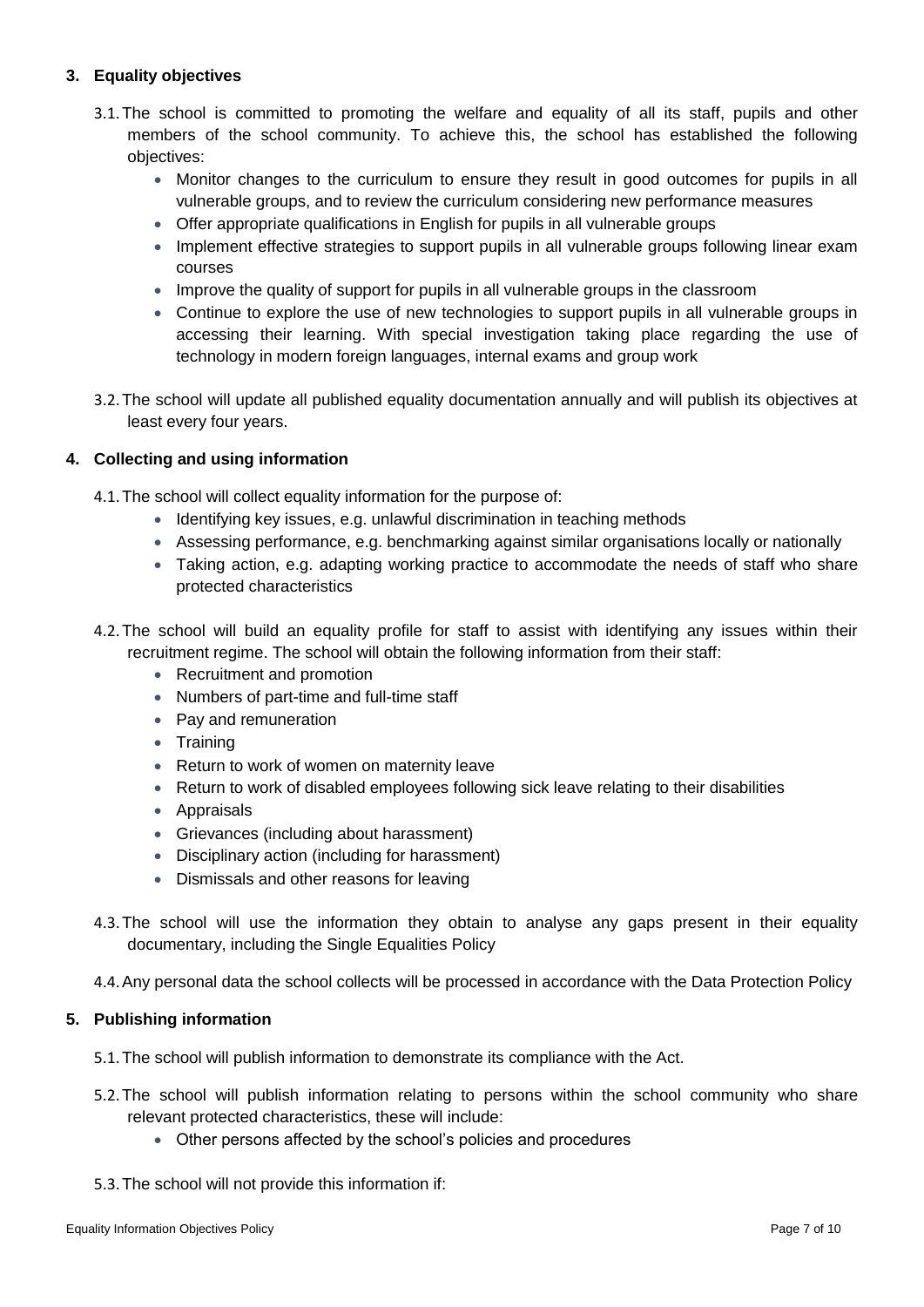## 3. Equality objectives

3.1. The school is committed to promoting the welfare and equality of all its staff, pupils and other members of the school community. To achieve this, the school has established the following objectives:

- Monitor changes to the curriculum to ensure they result in good outcomes for pupils in all vulnerable groups, and to review the curriculum considering new performance measures
- Offer appropriate qualifications in English for pupils in all vulnerable groups
- Implement effective strategies to support pupils in all vulnerable groups following linear exam courses
- Improve the quality of support for pupils in all vulnerable groups in the classroom
- Continue to explore the use of new technologies to support pupils in all vulnerable groups in accessing their learning. With special investigation taking place regarding the use of technology in modern foreign languages, internal exams and group work

3.2. The school will update all published equality documentation annually and will publish its objectives at least every four years.

## 4. Collecting and using information

4.1. The school will collect equality information for the purpose of:

- Identifying key issues, e.g. unlawful discrimination in teaching methods
- Assessing performance, e.g. benchmarking against similar organisations locally or nationally
- Taking action, e.g. adapting working practice to accommodate the needs of staff who share protected characteristics

4.2. The school will build an equality profile for staff to assist with identifying any issues within their recruitment regime. The school will obtain the following information from their staff:

- Recruitment and promotion
- Numbers of part-time and full-time staff
- Pay and remuneration
- Training
- Return to work of women on maternity leave
- Return to work of disabled employees following sick leave relating to their disabilities
- Appraisals
- Grievances (including about harassment)
- Disciplinary action (including for harassment)
- Dismissals and other reasons for leaving

4.3. The school will use the information they obtain to analyse any gaps present in their equality documentary, including the Single Equalities Policy

4.4. Any personal data the school collects will be processed in accordance with the Data Protection Policy

## 5. Publishing information

5.1. The school will publish information to demonstrate its compliance with the Act.

5.2. The school will publish information relating to persons within the school community who share relevant protected characteristics, these will include:

- Other persons affected by the school's policies and procedures

5.3. The school will not provide this information if: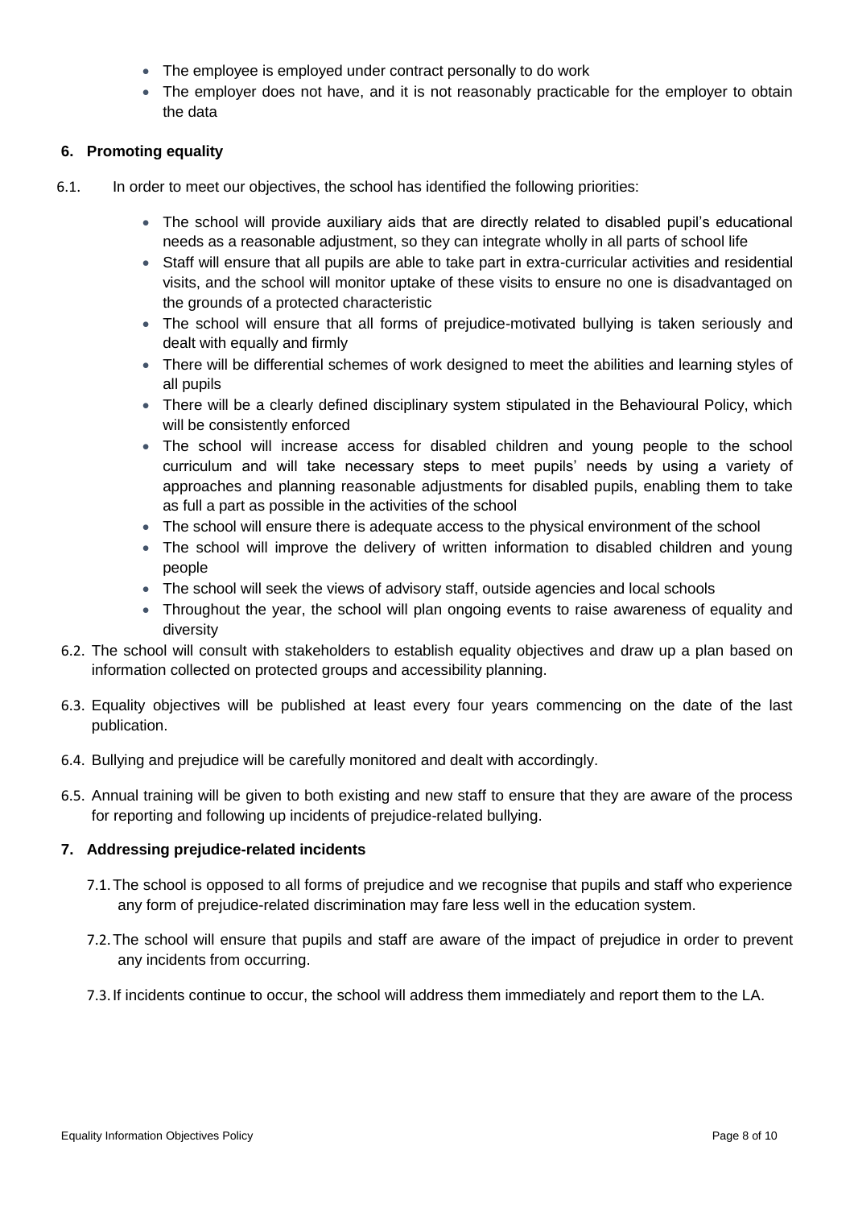- The employee is employed under contract personally to do work
- The employer does not have, and it is not reasonably practicable for the employer to obtain the data

## 6. Promoting equality

6.1. In order to meet our objectives, the school has identified the following priorities:

- The school will provide auxiliary aids that are directly related to disabled pupil's educational needs as a reasonable adjustment, so they can integrate wholly in all parts of school life
- Staff will ensure that all pupils are able to take part in extra-curricular activities and residential visits, and the school will monitor uptake of these visits to ensure no one is disadvantaged on the grounds of a protected characteristic
- The school will ensure that all forms of prejudice-motivated bullying is taken seriously and dealt with equally and firmly
- There will be differential schemes of work designed to meet the abilities and learning styles of all pupils
- There will be a clearly defined disciplinary system stipulated in the Behavioural Policy, which will be consistently enforced
- The school will increase access for disabled children and young people to the school curriculum and will take necessary steps to meet pupils' needs by using a variety of approaches and planning reasonable adjustments for disabled pupils, enabling them to take as full a part as possible in the activities of the school
- The school will ensure there is adequate access to the physical environment of the school
- The school will improve the delivery of written information to disabled children and young people
- The school will seek the views of advisory staff, outside agencies and local schools
- Throughout the year, the school will plan ongoing events to raise awareness of equality and diversity

6.2. The school will consult with stakeholders to establish equality objectives and draw up a plan based on information collected on protected groups and accessibility planning.

6.3. Equality objectives will be published at least every four years commencing on the date of the last publication.

6.4. Bullying and prejudice will be carefully monitored and dealt with accordingly.

6.5. Annual training will be given to both existing and new staff to ensure that they are aware of the process for reporting and following up incidents of prejudice-related bullying.

## 7. Addressing prejudice-related incidents

7.1. The school is opposed to all forms of prejudice and we recognise that pupils and staff who experience any form of prejudice-related discrimination may fare less well in the education system.

7.2. The school will ensure that pupils and staff are aware of the impact of prejudice in order to prevent any incidents from occurring.

7.3. If incidents continue to occur, the school will address them immediately and report them to the LA.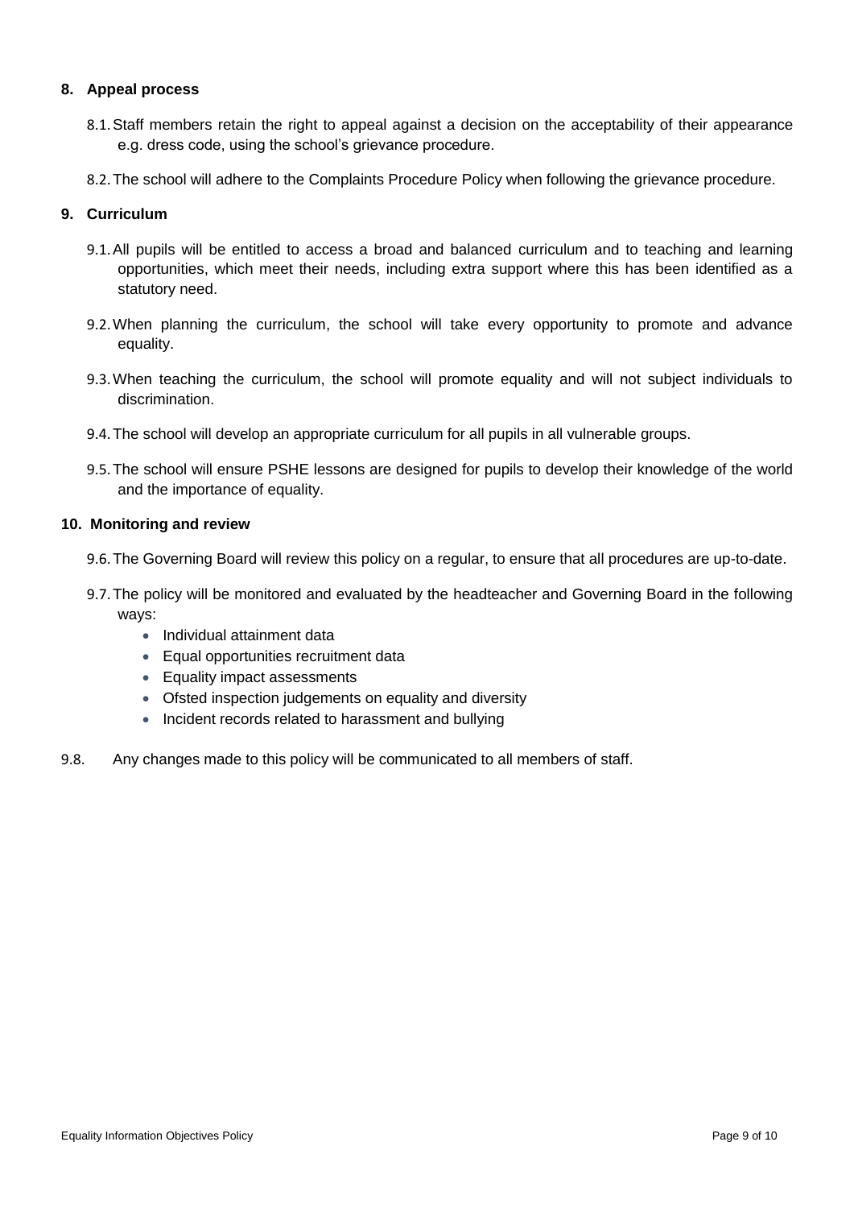## 8. Appeal process

8.1. Staff members retain the right to appeal against a decision on the acceptability of their appearance e.g. dress code, using the school's grievance procedure.

8.2. The school will adhere to the Complaints Procedure Policy when following the grievance procedure.

## 9. Curriculum

9.1. All pupils will be entitled to access a broad and balanced curriculum and to teaching and learning opportunities, which meet their needs, including extra support where this has been identified as a statutory need.

9.2. When planning the curriculum, the school will take every opportunity to promote and advance equality.

9.3. When teaching the curriculum, the school will promote equality and will not subject individuals to discrimination.

9.4. The school will develop an appropriate curriculum for all pupils in all vulnerable groups.

9.5. The school will ensure PSHE lessons are designed for pupils to develop their knowledge of the world and the importance of equality.

## 10. Monitoring and review

9.6. The Governing Board will review this policy on a regular, to ensure that all procedures are up-to-date.

9.7. The policy will be monitored and evaluated by the headteacher and Governing Board in the following ways:

- Individual attainment data
- Equal opportunities recruitment data
- Equality impact assessments
- Ofsted inspection judgements on equality and diversity
- Incident records related to harassment and bullying

9.8. Any changes made to this policy will be communicated to all members of staff.